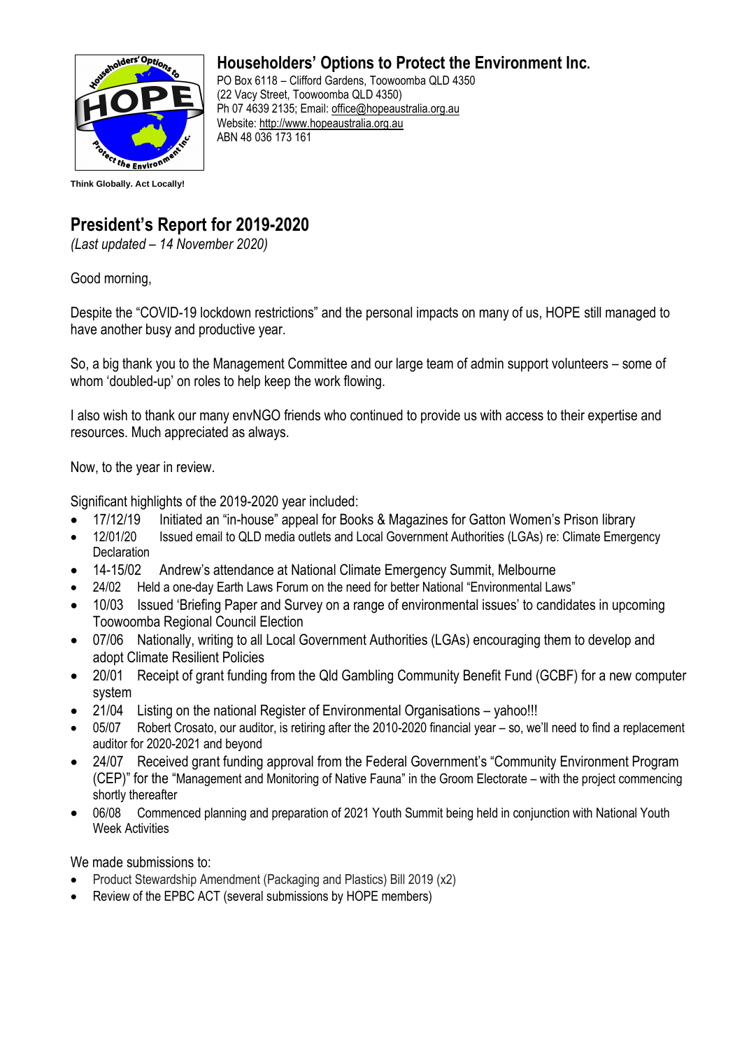## Householders' Options to Protect the Environment Inc.

PO Box 6118 – Clifford Gardens, Toowoomba QLD 4350
(22 Vacy Street, Toowoomba QLD 4350)
Ph 07 4639 2135; Email: office@hopeaustralia.org.au
Website: http://www.hopeaustralia.org.au
ABN 48 036 173 161

**Think Globally. Act Locally!**

# President's Report for 2019-2020

*(Last updated – 14 November 2020)*

Good morning,

Despite the "COVID-19 lockdown restrictions" and the personal impacts on many of us, HOPE still managed to have another busy and productive year.

So, a big thank you to the Management Committee and our large team of admin support volunteers – some of whom 'doubled-up' on roles to help keep the work flowing.

I also wish to thank our many envNGO friends who continued to provide us with access to their expertise and resources. Much appreciated as always.

Now, to the year in review.

Significant highlights of the 2019-2020 year included:

- 17/12/19 Initiated an "in-house" appeal for Books & Magazines for Gatton Women's Prison library
- 12/01/20 Issued email to QLD media outlets and Local Government Authorities (LGAs) re: Climate Emergency Declaration
- 14-15/02 Andrew's attendance at National Climate Emergency Summit, Melbourne
- 24/02 Held a one-day Earth Laws Forum on the need for better National "Environmental Laws"
- 10/03 Issued 'Briefing Paper and Survey on a range of environmental issues' to candidates in upcoming Toowoomba Regional Council Election
- 07/06 Nationally, writing to all Local Government Authorities (LGAs) encouraging them to develop and adopt Climate Resilient Policies
- 20/01 Receipt of grant funding from the Qld Gambling Community Benefit Fund (GCBF) for a new computer system
- 21/04 Listing on the national Register of Environmental Organisations – yahoo!!!
- 05/07 Robert Crosato, our auditor, is retiring after the 2010-2020 financial year – so, we'll need to find a replacement auditor for 2020-2021 and beyond
- 24/07 Received grant funding approval from the Federal Government's "Community Environment Program (CEP)" for the "Management and Monitoring of Native Fauna" in the Groom Electorate – with the project commencing shortly thereafter
- 06/08 Commenced planning and preparation of 2021 Youth Summit being held in conjunction with National Youth Week Activities

We made submissions to:

- Product Stewardship Amendment (Packaging and Plastics) Bill 2019 (x2)
- Review of the EPBC ACT (several submissions by HOPE members)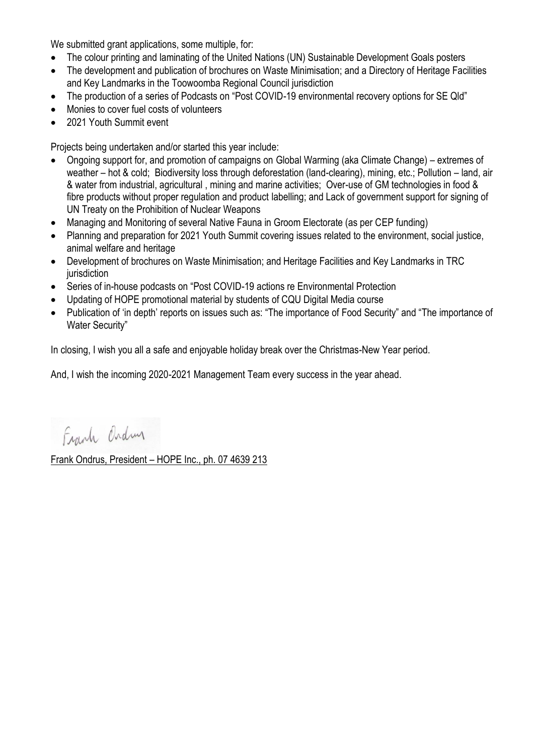We submitted grant applications, some multiple, for:

- The colour printing and laminating of the United Nations (UN) Sustainable Development Goals posters
- The development and publication of brochures on Waste Minimisation; and a Directory of Heritage Facilities and Key Landmarks in the Toowoomba Regional Council jurisdiction
- The production of a series of Podcasts on "Post COVID-19 environmental recovery options for SE Qld"
- Monies to cover fuel costs of volunteers
- 2021 Youth Summit event

Projects being undertaken and/or started this year include:

- Ongoing support for, and promotion of campaigns on Global Warming (aka Climate Change) – extremes of weather – hot & cold; Biodiversity loss through deforestation (land-clearing), mining, etc.; Pollution – land, air & water from industrial, agricultural , mining and marine activities; Over-use of GM technologies in food & fibre products without proper regulation and product labelling; and Lack of government support for signing of UN Treaty on the Prohibition of Nuclear Weapons
- Managing and Monitoring of several Native Fauna in Groom Electorate (as per CEP funding)
- Planning and preparation for 2021 Youth Summit covering issues related to the environment, social justice, animal welfare and heritage
- Development of brochures on Waste Minimisation; and Heritage Facilities and Key Landmarks in TRC jurisdiction
- Series of in-house podcasts on "Post COVID-19 actions re Environmental Protection
- Updating of HOPE promotional material by students of CQU Digital Media course
- Publication of 'in depth' reports on issues such as: "The importance of Food Security" and "The importance of Water Security"

In closing, I wish you all a safe and enjoyable holiday break over the Christmas-New Year period.

And, I wish the incoming 2020-2021 Management Team every success in the year ahead.

Frank Ondrus

Frank Ondrus, President – HOPE Inc., ph. 07 4639 213